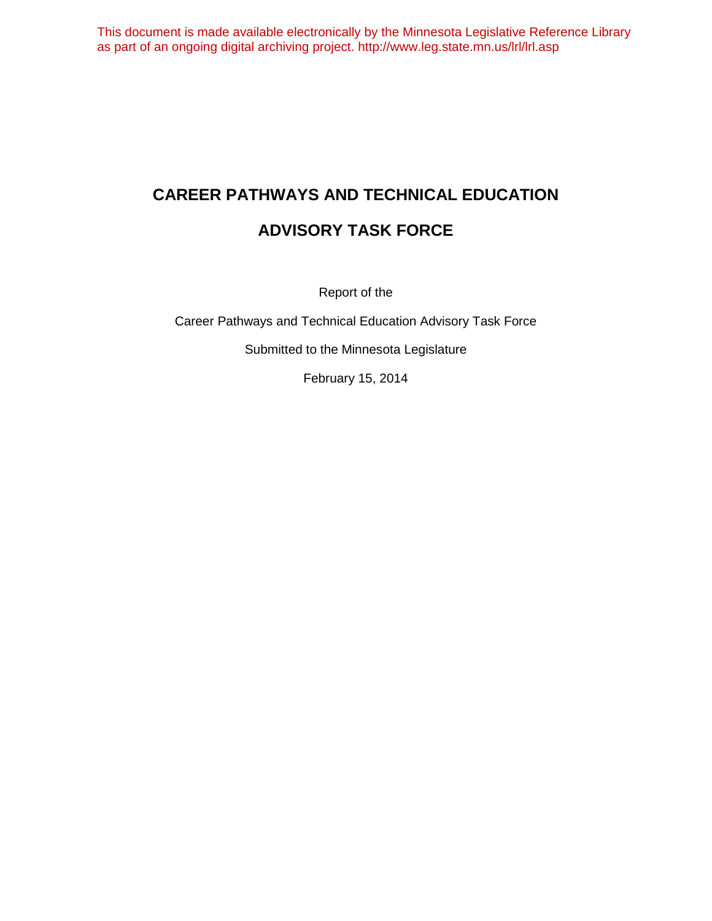This document is made available electronically by the Minnesota Legislative Reference Library as part of an ongoing digital archiving project. http://www.leg.state.mn.us/lrl/lrl.asp

# CAREER PATHWAYS AND TECHNICAL EDUCATION

# ADVISORY TASK FORCE

Report of the

Career Pathways and Technical Education Advisory Task Force

Submitted to the Minnesota Legislature

February 15, 2014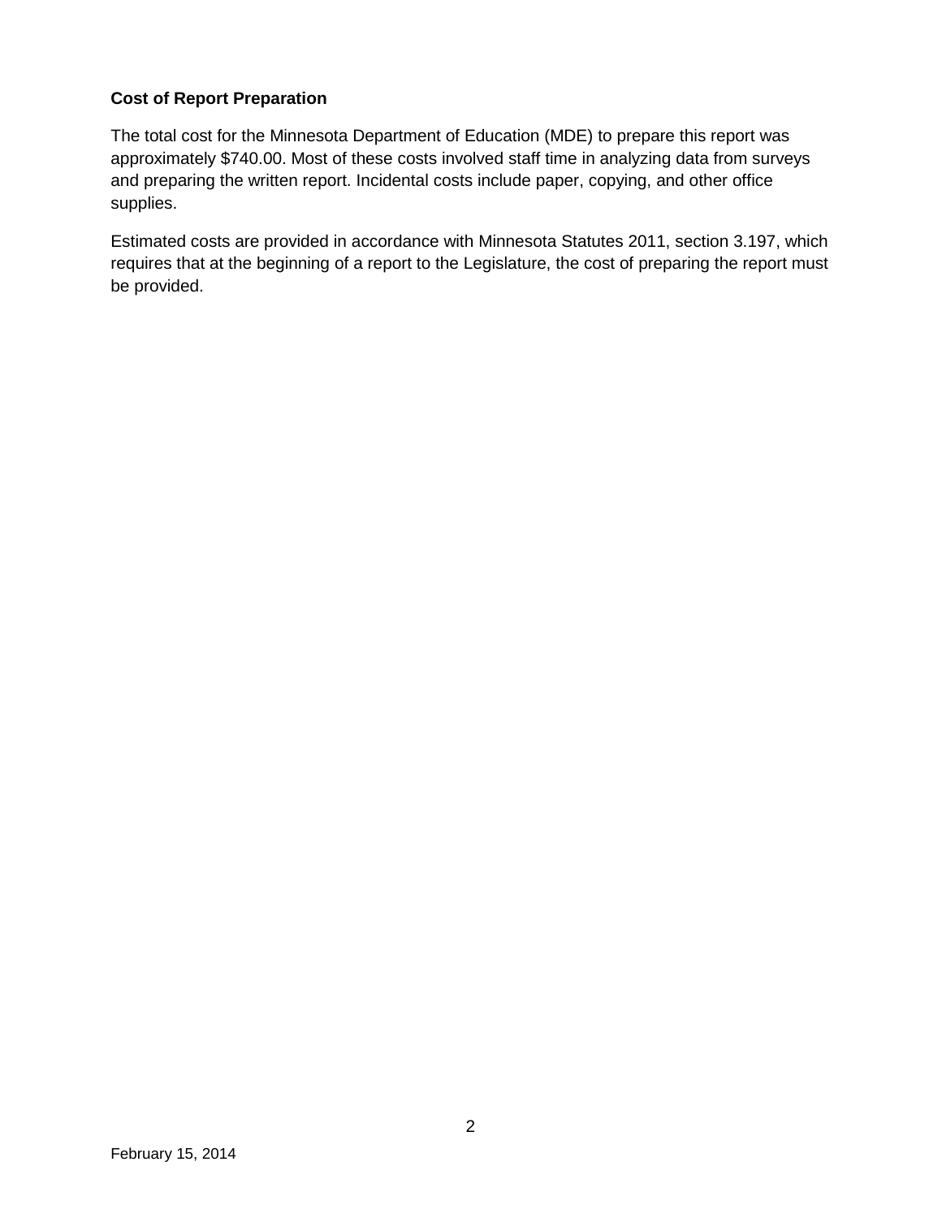**Cost of Report Preparation**

The total cost for the Minnesota Department of Education (MDE) to prepare this report was approximately $740.00. Most of these costs involved staff time in analyzing data from surveys and preparing the written report. Incidental costs include paper, copying, and other office supplies.

Estimated costs are provided in accordance with Minnesota Statutes 2011, section 3.197, which requires that at the beginning of a report to the Legislature, the cost of preparing the report must be provided.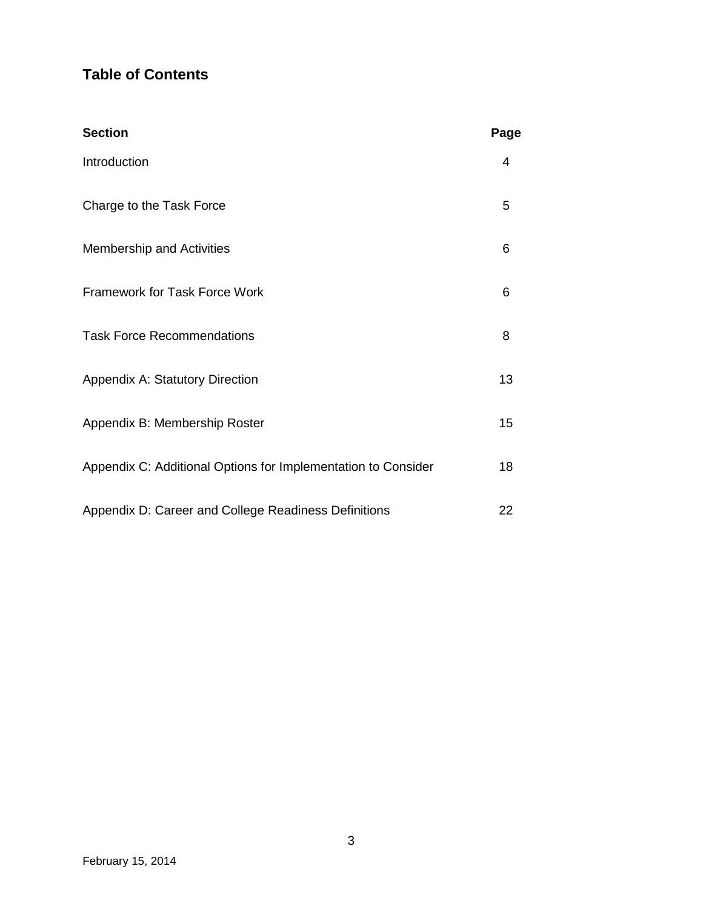## Table of Contents

| Section | Page |
|---|---|
| Introduction | 4 |
| Charge to the Task Force | 5 |
| Membership and Activities | 6 |
| Framework for Task Force Work | 6 |
| Task Force Recommendations | 8 |
| Appendix A: Statutory Direction | 13 |
| Appendix B: Membership Roster | 15 |
| Appendix C: Additional Options for Implementation to Consider | 18 |
| Appendix D: Career and College Readiness Definitions | 22 |

February 15, 2014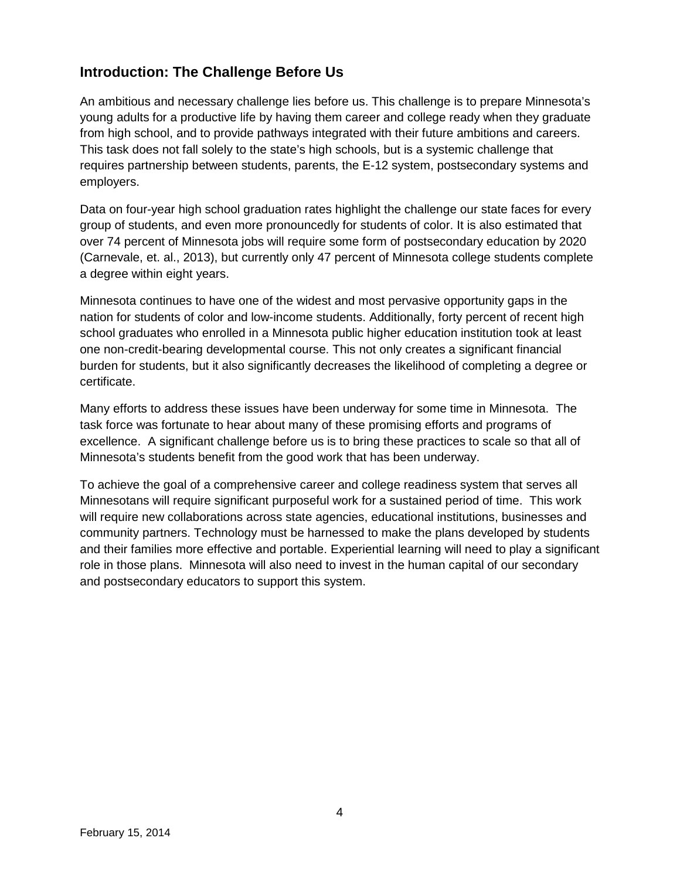## Introduction: The Challenge Before Us

An ambitious and necessary challenge lies before us. This challenge is to prepare Minnesota's young adults for a productive life by having them career and college ready when they graduate from high school, and to provide pathways integrated with their future ambitions and careers. This task does not fall solely to the state's high schools, but is a systemic challenge that requires partnership between students, parents, the E-12 system, postsecondary systems and employers.

Data on four-year high school graduation rates highlight the challenge our state faces for every group of students, and even more pronouncedly for students of color. It is also estimated that over 74 percent of Minnesota jobs will require some form of postsecondary education by 2020 (Carnevale, et. al., 2013), but currently only 47 percent of Minnesota college students complete a degree within eight years.

Minnesota continues to have one of the widest and most pervasive opportunity gaps in the nation for students of color and low-income students. Additionally, forty percent of recent high school graduates who enrolled in a Minnesota public higher education institution took at least one non-credit-bearing developmental course. This not only creates a significant financial burden for students, but it also significantly decreases the likelihood of completing a degree or certificate.

Many efforts to address these issues have been underway for some time in Minnesota. The task force was fortunate to hear about many of these promising efforts and programs of excellence. A significant challenge before us is to bring these practices to scale so that all of Minnesota's students benefit from the good work that has been underway.

To achieve the goal of a comprehensive career and college readiness system that serves all Minnesotans will require significant purposeful work for a sustained period of time. This work will require new collaborations across state agencies, educational institutions, businesses and community partners. Technology must be harnessed to make the plans developed by students and their families more effective and portable. Experiential learning will need to play a significant role in those plans. Minnesota will also need to invest in the human capital of our secondary and postsecondary educators to support this system.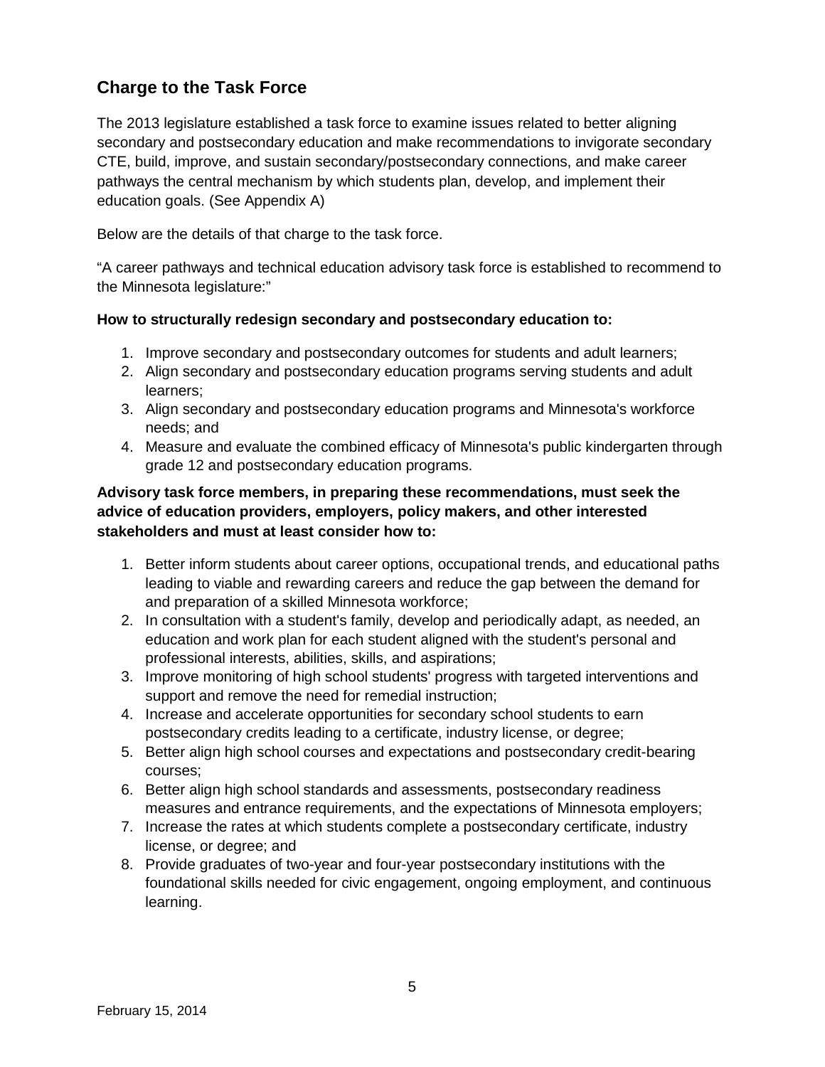## Charge to the Task Force

The 2013 legislature established a task force to examine issues related to better aligning secondary and postsecondary education and make recommendations to invigorate secondary CTE, build, improve, and sustain secondary/postsecondary connections, and make career pathways the central mechanism by which students plan, develop, and implement their education goals. (See Appendix A)

Below are the details of that charge to the task force.

"A career pathways and technical education advisory task force is established to recommend to the Minnesota legislature:"

**How to structurally redesign secondary and postsecondary education to:**

1. Improve secondary and postsecondary outcomes for students and adult learners;
2. Align secondary and postsecondary education programs serving students and adult learners;
3. Align secondary and postsecondary education programs and Minnesota's workforce needs; and
4. Measure and evaluate the combined efficacy of Minnesota's public kindergarten through grade 12 and postsecondary education programs.

**Advisory task force members, in preparing these recommendations, must seek the advice of education providers, employers, policy makers, and other interested stakeholders and must at least consider how to:**

1. Better inform students about career options, occupational trends, and educational paths leading to viable and rewarding careers and reduce the gap between the demand for and preparation of a skilled Minnesota workforce;
2. In consultation with a student's family, develop and periodically adapt, as needed, an education and work plan for each student aligned with the student's personal and professional interests, abilities, skills, and aspirations;
3. Improve monitoring of high school students' progress with targeted interventions and support and remove the need for remedial instruction;
4. Increase and accelerate opportunities for secondary school students to earn postsecondary credits leading to a certificate, industry license, or degree;
5. Better align high school courses and expectations and postsecondary credit-bearing courses;
6. Better align high school standards and assessments, postsecondary readiness measures and entrance requirements, and the expectations of Minnesota employers;
7. Increase the rates at which students complete a postsecondary certificate, industry license, or degree; and
8. Provide graduates of two-year and four-year postsecondary institutions with the foundational skills needed for civic engagement, ongoing employment, and continuous learning.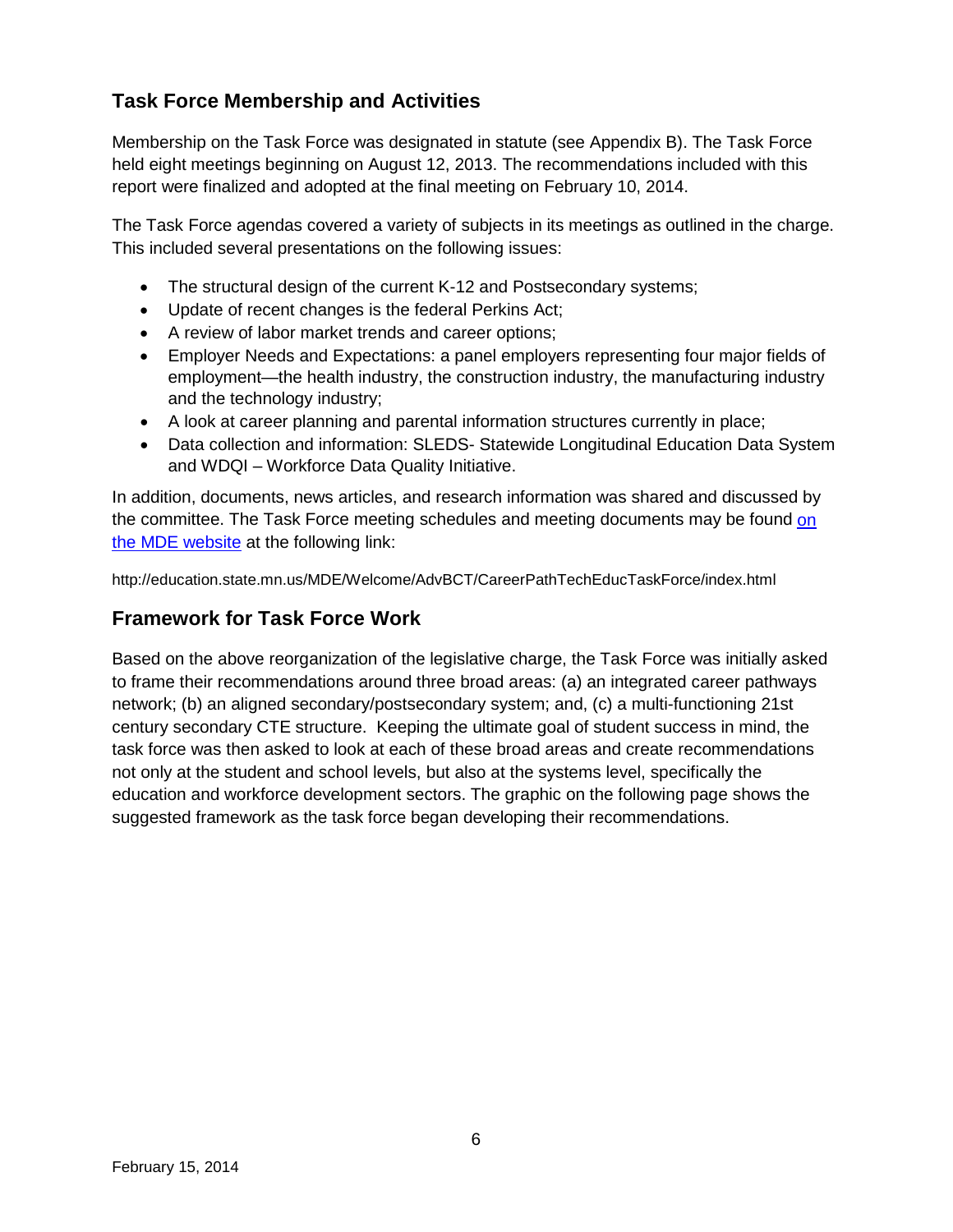## Task Force Membership and Activities

Membership on the Task Force was designated in statute (see Appendix B). The Task Force held eight meetings beginning on August 12, 2013. The recommendations included with this report were finalized and adopted at the final meeting on February 10, 2014.

The Task Force agendas covered a variety of subjects in its meetings as outlined in the charge. This included several presentations on the following issues:

- The structural design of the current K-12 and Postsecondary systems;
- Update of recent changes is the federal Perkins Act;
- A review of labor market trends and career options;
- Employer Needs and Expectations: a panel employers representing four major fields of employment—the health industry, the construction industry, the manufacturing industry and the technology industry;
- A look at career planning and parental information structures currently in place;
- Data collection and information: SLEDS- Statewide Longitudinal Education Data System and WDQI – Workforce Data Quality Initiative.

In addition, documents, news articles, and research information was shared and discussed by the committee. The Task Force meeting schedules and meeting documents may be found [on the MDE website](http://education.state.mn.us/MDE/Welcome/AdvBCT/CareerPathTechEducTaskForce/index.html) at the following link:

http://education.state.mn.us/MDE/Welcome/AdvBCT/CareerPathTechEducTaskForce/index.html

## Framework for Task Force Work

Based on the above reorganization of the legislative charge, the Task Force was initially asked to frame their recommendations around three broad areas: (a) an integrated career pathways network; (b) an aligned secondary/postsecondary system; and, (c) a multi-functioning 21st century secondary CTE structure. Keeping the ultimate goal of student success in mind, the task force was then asked to look at each of these broad areas and create recommendations not only at the student and school levels, but also at the systems level, specifically the education and workforce development sectors. The graphic on the following page shows the suggested framework as the task force began developing their recommendations.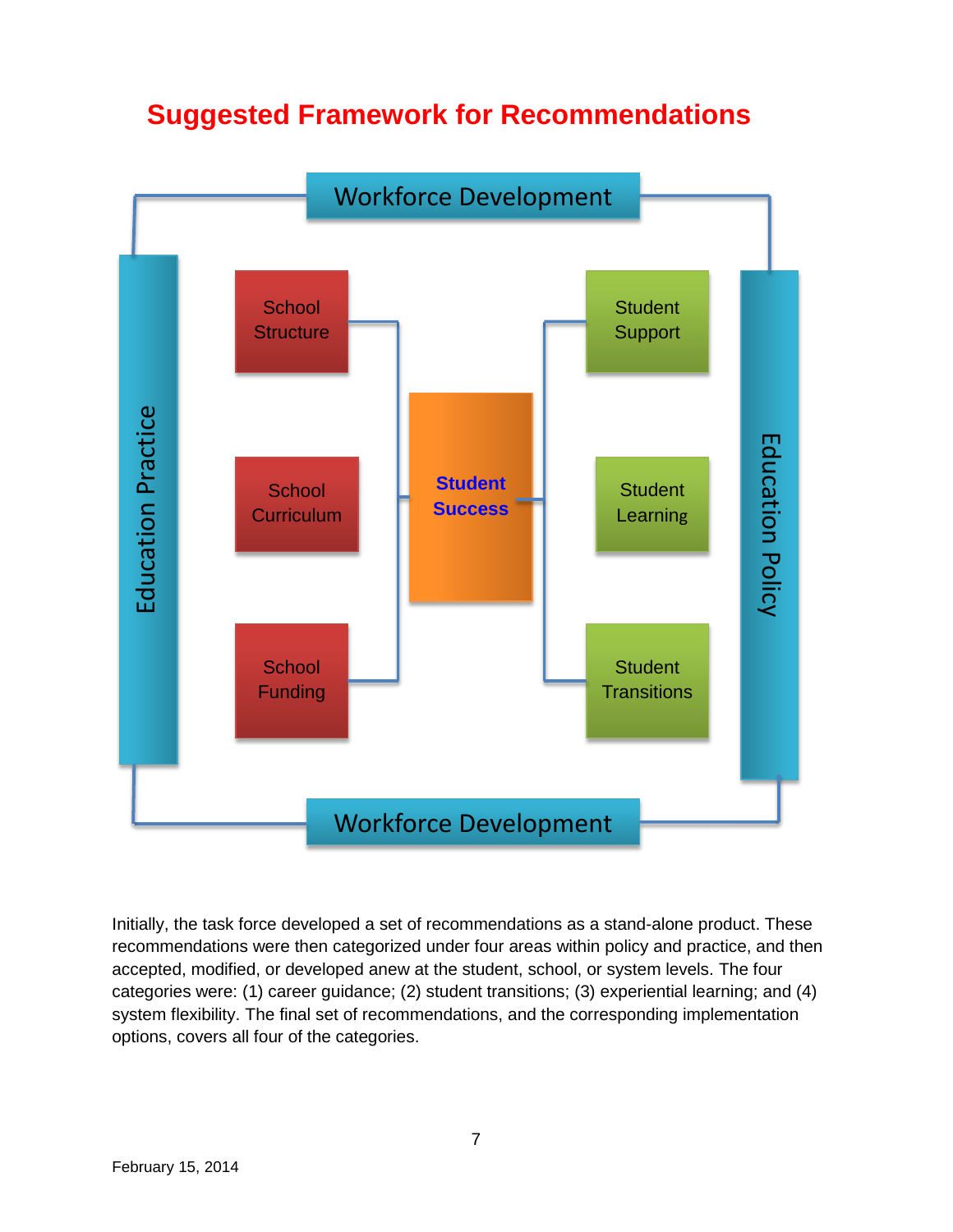# Suggested Framework for Recommendations

Workforce Development

Education Practice

School Structure

School Curriculum

School Funding

Student Success

Student Support

Student Learning

Student Transitions

Education Policy

Workforce Development

Initially, the task force developed a set of recommendations as a stand-alone product. These recommendations were then categorized under four areas within policy and practice, and then accepted, modified, or developed anew at the student, school, or system levels. The four categories were: (1) career guidance; (2) student transitions; (3) experiential learning; and (4) system flexibility. The final set of recommendations, and the corresponding implementation options, covers all four of the categories.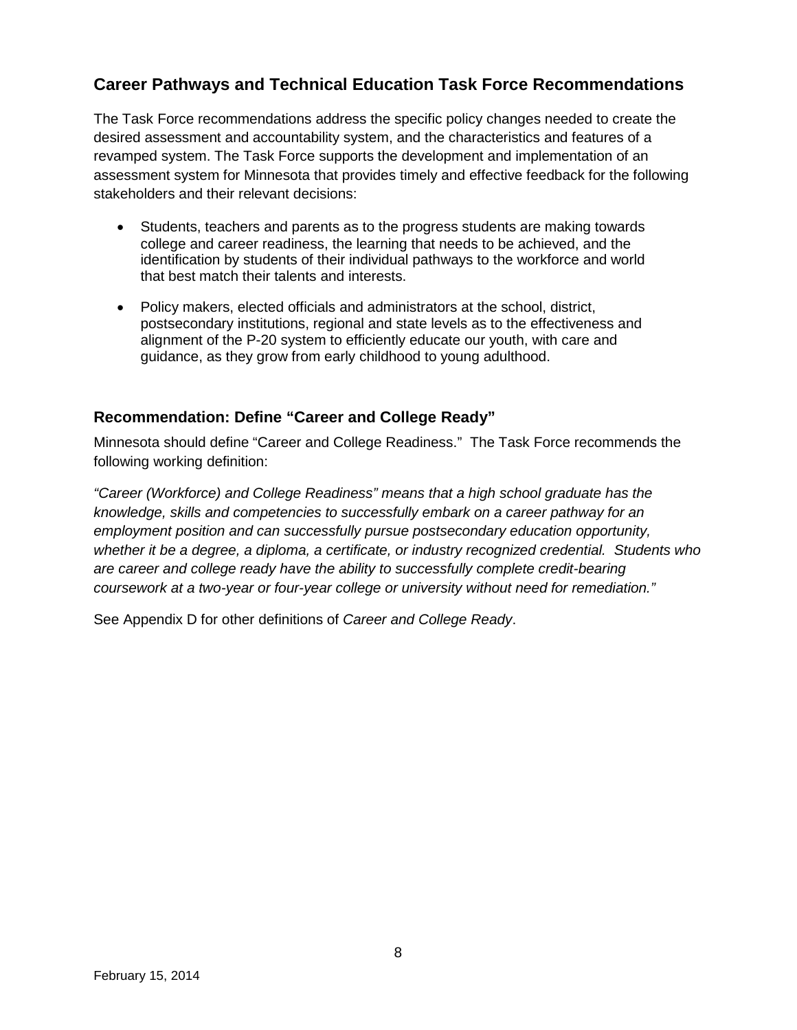## Career Pathways and Technical Education Task Force Recommendations

The Task Force recommendations address the specific policy changes needed to create the desired assessment and accountability system, and the characteristics and features of a revamped system. The Task Force supports the development and implementation of an assessment system for Minnesota that provides timely and effective feedback for the following stakeholders and their relevant decisions:

- Students, teachers and parents as to the progress students are making towards college and career readiness, the learning that needs to be achieved, and the identification by students of their individual pathways to the workforce and world that best match their talents and interests.
- Policy makers, elected officials and administrators at the school, district, postsecondary institutions, regional and state levels as to the effectiveness and alignment of the P-20 system to efficiently educate our youth, with care and guidance, as they grow from early childhood to young adulthood.

### Recommendation: Define "Career and College Ready"

Minnesota should define "Career and College Readiness." The Task Force recommends the following working definition:

*"Career (Workforce) and College Readiness" means that a high school graduate has the knowledge, skills and competencies to successfully embark on a career pathway for an employment position and can successfully pursue postsecondary education opportunity, whether it be a degree, a diploma, a certificate, or industry recognized credential. Students who are career and college ready have the ability to successfully complete credit-bearing coursework at a two-year or four-year college or university without need for remediation."*

See Appendix D for other definitions of *Career and College Ready*.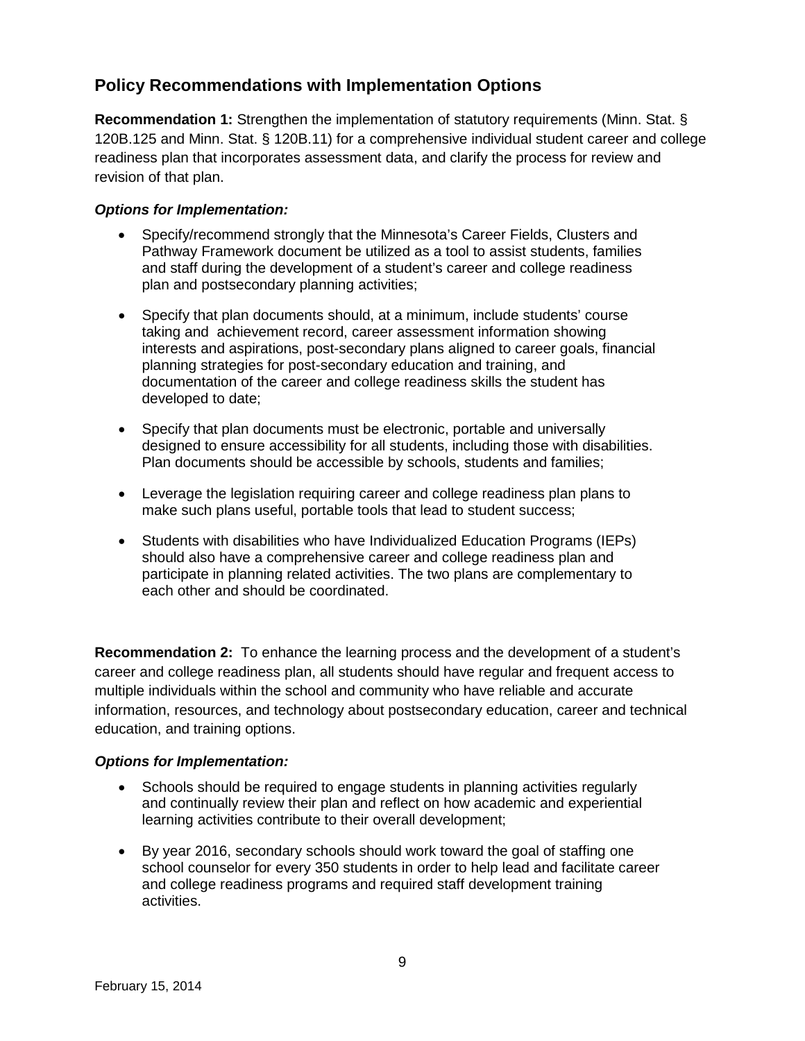## Policy Recommendations with Implementation Options

**Recommendation 1:** Strengthen the implementation of statutory requirements (Minn. Stat. § 120B.125 and Minn. Stat. § 120B.11) for a comprehensive individual student career and college readiness plan that incorporates assessment data, and clarify the process for review and revision of that plan.

***Options for Implementation:***

- Specify/recommend strongly that the Minnesota's Career Fields, Clusters and Pathway Framework document be utilized as a tool to assist students, families and staff during the development of a student's career and college readiness plan and postsecondary planning activities;
- Specify that plan documents should, at a minimum, include students' course taking and achievement record, career assessment information showing interests and aspirations, post-secondary plans aligned to career goals, financial planning strategies for post-secondary education and training, and documentation of the career and college readiness skills the student has developed to date;
- Specify that plan documents must be electronic, portable and universally designed to ensure accessibility for all students, including those with disabilities. Plan documents should be accessible by schools, students and families;
- Leverage the legislation requiring career and college readiness plan plans to make such plans useful, portable tools that lead to student success;
- Students with disabilities who have Individualized Education Programs (IEPs) should also have a comprehensive career and college readiness plan and participate in planning related activities. The two plans are complementary to each other and should be coordinated.

**Recommendation 2:** To enhance the learning process and the development of a student's career and college readiness plan, all students should have regular and frequent access to multiple individuals within the school and community who have reliable and accurate information, resources, and technology about postsecondary education, career and technical education, and training options.

***Options for Implementation:***

- Schools should be required to engage students in planning activities regularly and continually review their plan and reflect on how academic and experiential learning activities contribute to their overall development;
- By year 2016, secondary schools should work toward the goal of staffing one school counselor for every 350 students in order to help lead and facilitate career and college readiness programs and required staff development training activities.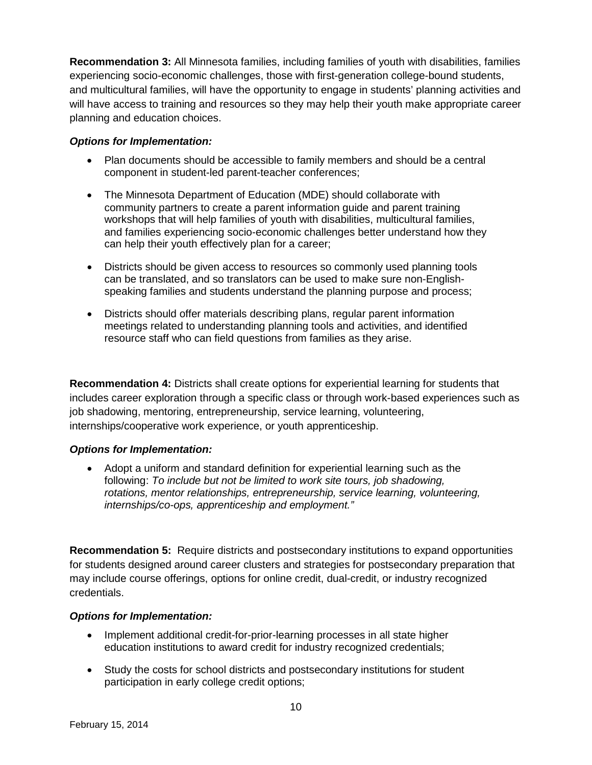**Recommendation 3:** All Minnesota families, including families of youth with disabilities, families experiencing socio-economic challenges, those with first-generation college-bound students, and multicultural families, will have the opportunity to engage in students' planning activities and will have access to training and resources so they may help their youth make appropriate career planning and education choices.

***Options for Implementation:***

- Plan documents should be accessible to family members and should be a central component in student-led parent-teacher conferences;
- The Minnesota Department of Education (MDE) should collaborate with community partners to create a parent information guide and parent training workshops that will help families of youth with disabilities, multicultural families, and families experiencing socio-economic challenges better understand how they can help their youth effectively plan for a career;
- Districts should be given access to resources so commonly used planning tools can be translated, and so translators can be used to make sure non-English-speaking families and students understand the planning purpose and process;
- Districts should offer materials describing plans, regular parent information meetings related to understanding planning tools and activities, and identified resource staff who can field questions from families as they arise.

**Recommendation 4:** Districts shall create options for experiential learning for students that includes career exploration through a specific class or through work-based experiences such as job shadowing, mentoring, entrepreneurship, service learning, volunteering, internships/cooperative work experience, or youth apprenticeship.

***Options for Implementation:***

- Adopt a uniform and standard definition for experiential learning such as the following: *To include but not be limited to work site tours, job shadowing, rotations, mentor relationships, entrepreneurship, service learning, volunteering, internships/co-ops, apprenticeship and employment."*

**Recommendation 5:** Require districts and postsecondary institutions to expand opportunities for students designed around career clusters and strategies for postsecondary preparation that may include course offerings, options for online credit, dual-credit, or industry recognized credentials.

***Options for Implementation:***

- Implement additional credit-for-prior-learning processes in all state higher education institutions to award credit for industry recognized credentials;
- Study the costs for school districts and postsecondary institutions for student participation in early college credit options;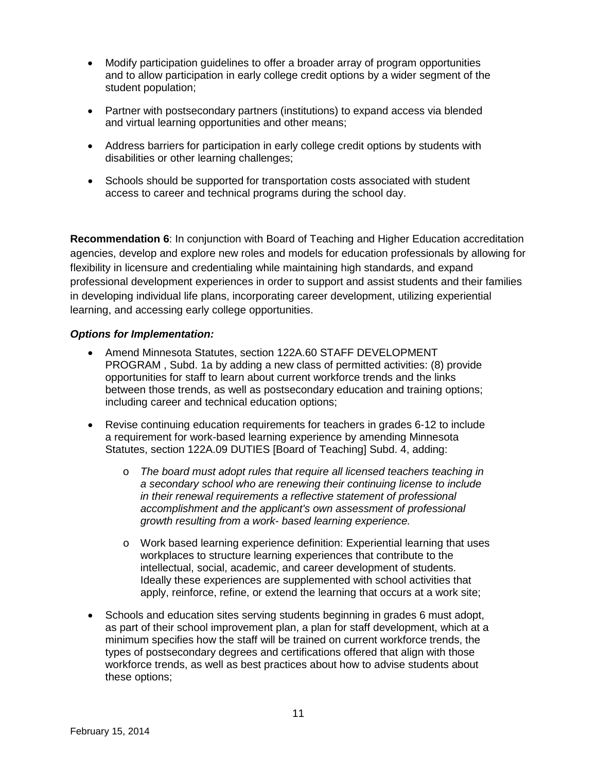- Modify participation guidelines to offer a broader array of program opportunities and to allow participation in early college credit options by a wider segment of the student population;
- Partner with postsecondary partners (institutions) to expand access via blended and virtual learning opportunities and other means;
- Address barriers for participation in early college credit options by students with disabilities or other learning challenges;
- Schools should be supported for transportation costs associated with student access to career and technical programs during the school day.

**Recommendation 6**: In conjunction with Board of Teaching and Higher Education accreditation agencies, develop and explore new roles and models for education professionals by allowing for flexibility in licensure and credentialing while maintaining high standards, and expand professional development experiences in order to support and assist students and their families in developing individual life plans, incorporating career development, utilizing experiential learning, and accessing early college opportunities.

***Options for Implementation:***

- Amend Minnesota Statutes, section 122A.60 STAFF DEVELOPMENT PROGRAM , Subd. 1a by adding a new class of permitted activities: (8) provide opportunities for staff to learn about current workforce trends and the links between those trends, as well as postsecondary education and training options; including career and technical education options;
- Revise continuing education requirements for teachers in grades 6-12 to include a requirement for work-based learning experience by amending Minnesota Statutes, section 122A.09 DUTIES [Board of Teaching] Subd. 4, adding:
    - *The board must adopt rules that require all licensed teachers teaching in a secondary school who are renewing their continuing license to include in their renewal requirements a reflective statement of professional accomplishment and the applicant's own assessment of professional growth resulting from a work- based learning experience.*
    - Work based learning experience definition: Experiential learning that uses workplaces to structure learning experiences that contribute to the intellectual, social, academic, and career development of students. Ideally these experiences are supplemented with school activities that apply, reinforce, refine, or extend the learning that occurs at a work site;
- Schools and education sites serving students beginning in grades 6 must adopt, as part of their school improvement plan, a plan for staff development, which at a minimum specifies how the staff will be trained on current workforce trends, the types of postsecondary degrees and certifications offered that align with those workforce trends, as well as best practices about how to advise students about these options;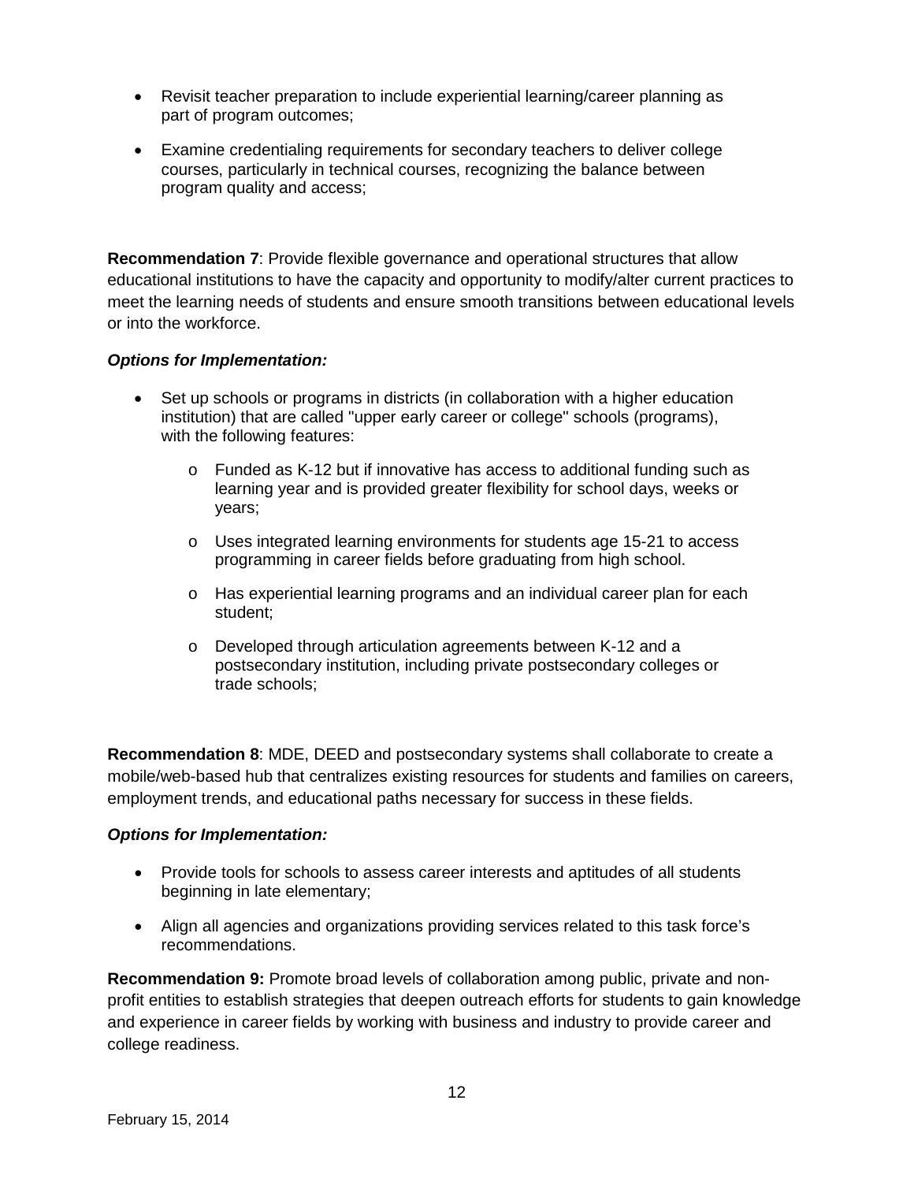- Revisit teacher preparation to include experiential learning/career planning as part of program outcomes;
- Examine credentialing requirements for secondary teachers to deliver college courses, particularly in technical courses, recognizing the balance between program quality and access;

**Recommendation 7**: Provide flexible governance and operational structures that allow educational institutions to have the capacity and opportunity to modify/alter current practices to meet the learning needs of students and ensure smooth transitions between educational levels or into the workforce.

***Options for Implementation:***

- Set up schools or programs in districts (in collaboration with a higher education institution) that are called "upper early career or college" schools (programs), with the following features:
    - Funded as K-12 but if innovative has access to additional funding such as learning year and is provided greater flexibility for school days, weeks or years;
    - Uses integrated learning environments for students age 15-21 to access programming in career fields before graduating from high school.
    - Has experiential learning programs and an individual career plan for each student;
    - Developed through articulation agreements between K-12 and a postsecondary institution, including private postsecondary colleges or trade schools;

**Recommendation 8**: MDE, DEED and postsecondary systems shall collaborate to create a mobile/web-based hub that centralizes existing resources for students and families on careers, employment trends, and educational paths necessary for success in these fields.

***Options for Implementation:***

- Provide tools for schools to assess career interests and aptitudes of all students beginning in late elementary;
- Align all agencies and organizations providing services related to this task force's recommendations.

**Recommendation 9:** Promote broad levels of collaboration among public, private and non-profit entities to establish strategies that deepen outreach efforts for students to gain knowledge and experience in career fields by working with business and industry to provide career and college readiness.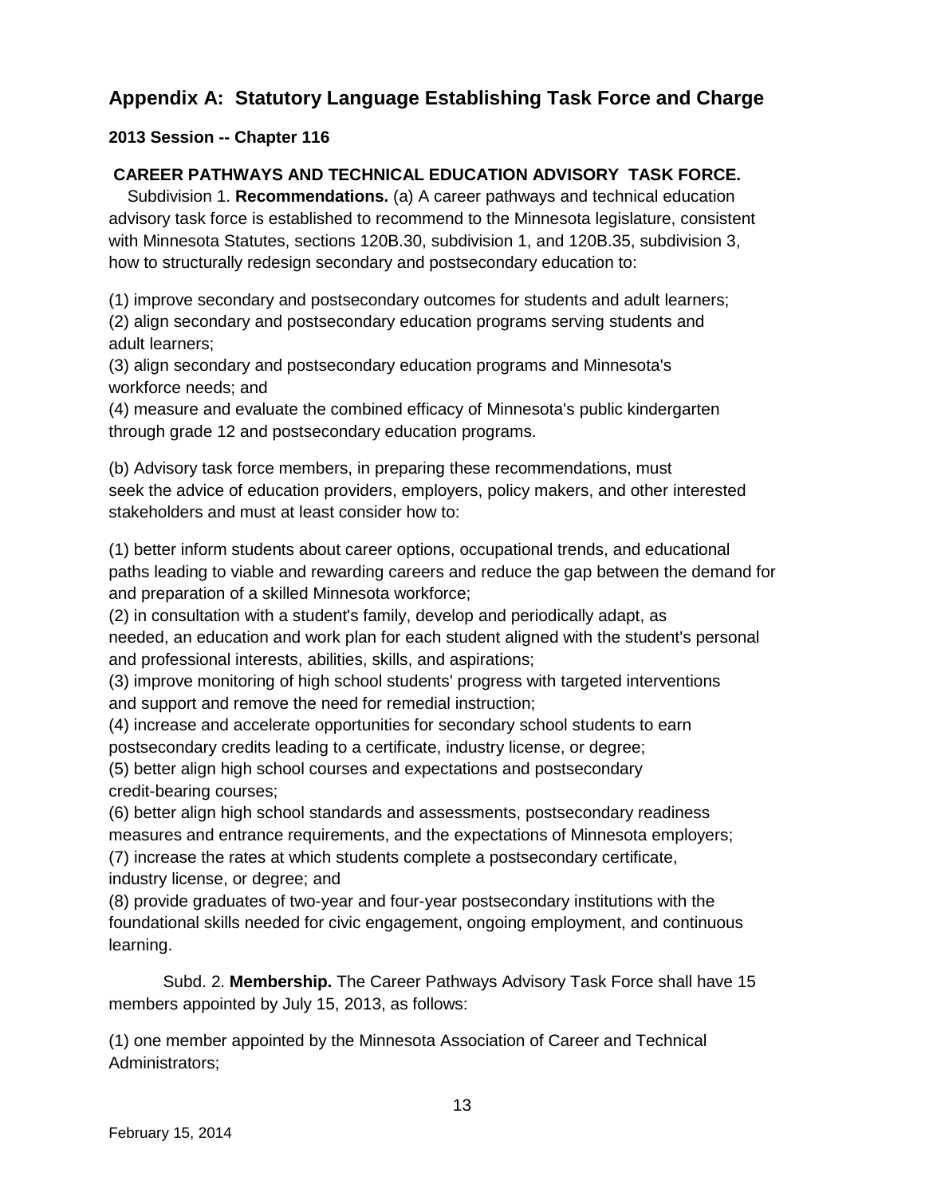## Appendix A: Statutory Language Establishing Task Force and Charge

**2013 Session -- Chapter 116**

**CAREER PATHWAYS AND TECHNICAL EDUCATION ADVISORY TASK FORCE.**

Subdivision 1. **Recommendations.** (a) A career pathways and technical education advisory task force is established to recommend to the Minnesota legislature, consistent with Minnesota Statutes, sections 120B.30, subdivision 1, and 120B.35, subdivision 3, how to structurally redesign secondary and postsecondary education to:

(1) improve secondary and postsecondary outcomes for students and adult learners;
(2) align secondary and postsecondary education programs serving students and adult learners;
(3) align secondary and postsecondary education programs and Minnesota's workforce needs; and
(4) measure and evaluate the combined efficacy of Minnesota's public kindergarten through grade 12 and postsecondary education programs.

(b) Advisory task force members, in preparing these recommendations, must seek the advice of education providers, employers, policy makers, and other interested stakeholders and must at least consider how to:

(1) better inform students about career options, occupational trends, and educational paths leading to viable and rewarding careers and reduce the gap between the demand for and preparation of a skilled Minnesota workforce;
(2) in consultation with a student's family, develop and periodically adapt, as needed, an education and work plan for each student aligned with the student's personal and professional interests, abilities, skills, and aspirations;
(3) improve monitoring of high school students' progress with targeted interventions and support and remove the need for remedial instruction;
(4) increase and accelerate opportunities for secondary school students to earn postsecondary credits leading to a certificate, industry license, or degree;
(5) better align high school courses and expectations and postsecondary credit-bearing courses;
(6) better align high school standards and assessments, postsecondary readiness measures and entrance requirements, and the expectations of Minnesota employers;
(7) increase the rates at which students complete a postsecondary certificate, industry license, or degree; and
(8) provide graduates of two-year and four-year postsecondary institutions with the foundational skills needed for civic engagement, ongoing employment, and continuous learning.

Subd. 2. **Membership.** The Career Pathways Advisory Task Force shall have 15 members appointed by July 15, 2013, as follows:

(1) one member appointed by the Minnesota Association of Career and Technical Administrators;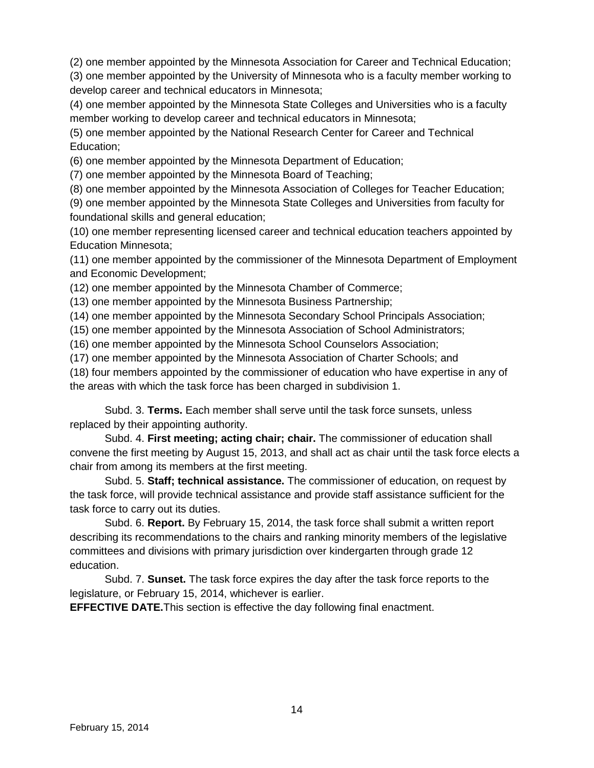(2) one member appointed by the Minnesota Association for Career and Technical Education;
(3) one member appointed by the University of Minnesota who is a faculty member working to develop career and technical educators in Minnesota;
(4) one member appointed by the Minnesota State Colleges and Universities who is a faculty member working to develop career and technical educators in Minnesota;
(5) one member appointed by the National Research Center for Career and Technical Education;
(6) one member appointed by the Minnesota Department of Education;
(7) one member appointed by the Minnesota Board of Teaching;
(8) one member appointed by the Minnesota Association of Colleges for Teacher Education;
(9) one member appointed by the Minnesota State Colleges and Universities from faculty for foundational skills and general education;
(10) one member representing licensed career and technical education teachers appointed by Education Minnesota;
(11) one member appointed by the commissioner of the Minnesota Department of Employment and Economic Development;
(12) one member appointed by the Minnesota Chamber of Commerce;
(13) one member appointed by the Minnesota Business Partnership;
(14) one member appointed by the Minnesota Secondary School Principals Association;
(15) one member appointed by the Minnesota Association of School Administrators;
(16) one member appointed by the Minnesota School Counselors Association;
(17) one member appointed by the Minnesota Association of Charter Schools; and
(18) four members appointed by the commissioner of education who have expertise in any of the areas with which the task force has been charged in subdivision 1.

Subd. 3. **Terms.** Each member shall serve until the task force sunsets, unless replaced by their appointing authority.

Subd. 4. **First meeting; acting chair; chair.** The commissioner of education shall convene the first meeting by August 15, 2013, and shall act as chair until the task force elects a chair from among its members at the first meeting.

Subd. 5. **Staff; technical assistance.** The commissioner of education, on request by the task force, will provide technical assistance and provide staff assistance sufficient for the task force to carry out its duties.

Subd. 6. **Report.** By February 15, 2014, the task force shall submit a written report describing its recommendations to the chairs and ranking minority members of the legislative committees and divisions with primary jurisdiction over kindergarten through grade 12 education.

Subd. 7. **Sunset.** The task force expires the day after the task force reports to the legislature, or February 15, 2014, whichever is earlier.

**EFFECTIVE DATE.** This section is effective the day following final enactment.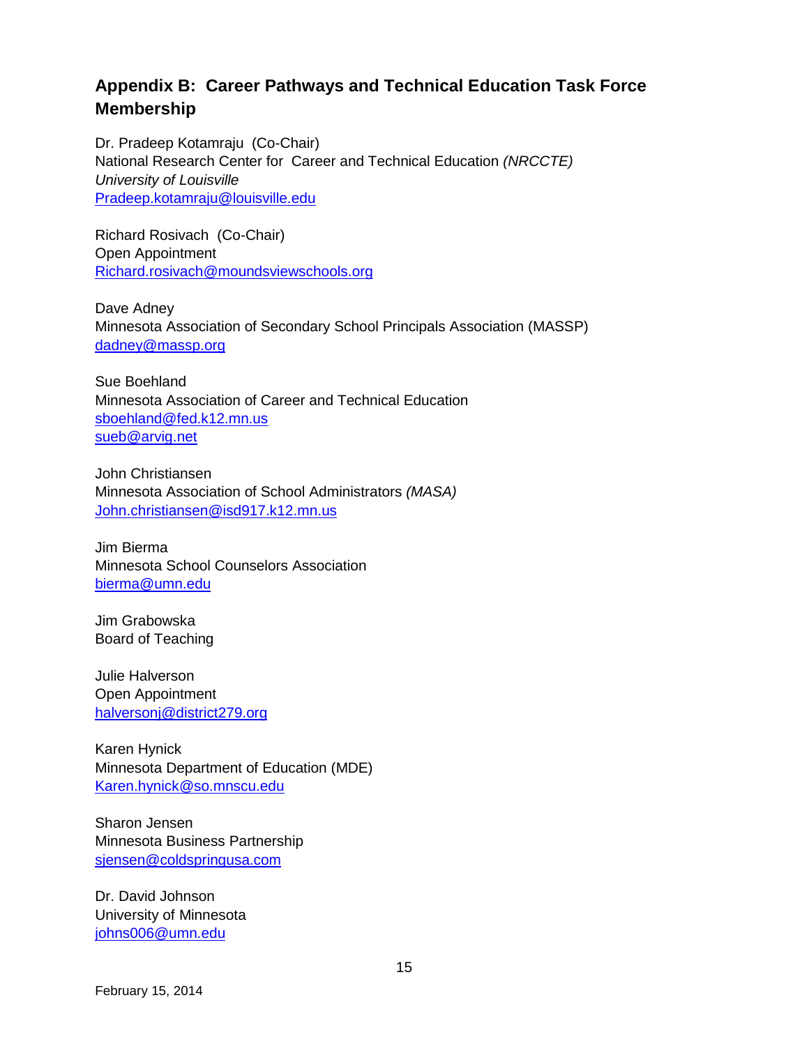## Appendix B: Career Pathways and Technical Education Task Force Membership

Dr. Pradeep Kotamraju (Co-Chair)
National Research Center for Career and Technical Education *(NRCCTE)*
*University of Louisville*
Pradeep.kotamraju@louisville.edu

Richard Rosivach (Co-Chair)
Open Appointment
Richard.rosivach@moundsviewschools.org

Dave Adney
Minnesota Association of Secondary School Principals Association (MASSP)
dadney@massp.org

Sue Boehland
Minnesota Association of Career and Technical Education
sboehland@fed.k12.mn.us
sueb@arvig.net

John Christiansen
Minnesota Association of School Administrators *(MASA)*
John.christiansen@isd917.k12.mn.us

Jim Bierma
Minnesota School Counselors Association
bierma@umn.edu

Jim Grabowska
Board of Teaching

Julie Halverson
Open Appointment
halversonj@district279.org

Karen Hynick
Minnesota Department of Education (MDE)
Karen.hynick@so.mnscu.edu

Sharon Jensen
Minnesota Business Partnership
sjensen@coldspringusa.com

Dr. David Johnson
University of Minnesota
johns006@umn.edu

February 15, 2014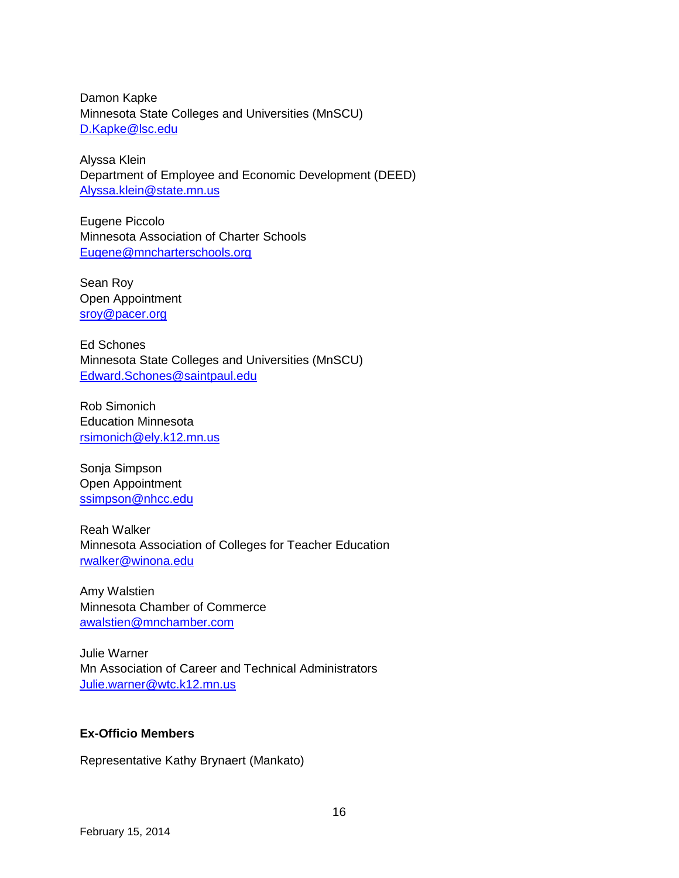Damon Kapke
Minnesota State Colleges and Universities (MnSCU)
D.Kapke@lsc.edu

Alyssa Klein
Department of Employee and Economic Development (DEED)
Alyssa.klein@state.mn.us

Eugene Piccolo
Minnesota Association of Charter Schools
Eugene@mncharterschools.org

Sean Roy
Open Appointment
sroy@pacer.org

Ed Schones
Minnesota State Colleges and Universities (MnSCU)
Edward.Schones@saintpaul.edu

Rob Simonich
Education Minnesota
rsimonich@ely.k12.mn.us

Sonja Simpson
Open Appointment
ssimpson@nhcc.edu

Reah Walker
Minnesota Association of Colleges for Teacher Education
rwalker@winona.edu

Amy Walstien
Minnesota Chamber of Commerce
awalstien@mnchamber.com

Julie Warner
Mn Association of Career and Technical Administrators
Julie.warner@wtc.k12.mn.us

**Ex-Officio Members**

Representative Kathy Brynaert (Mankato)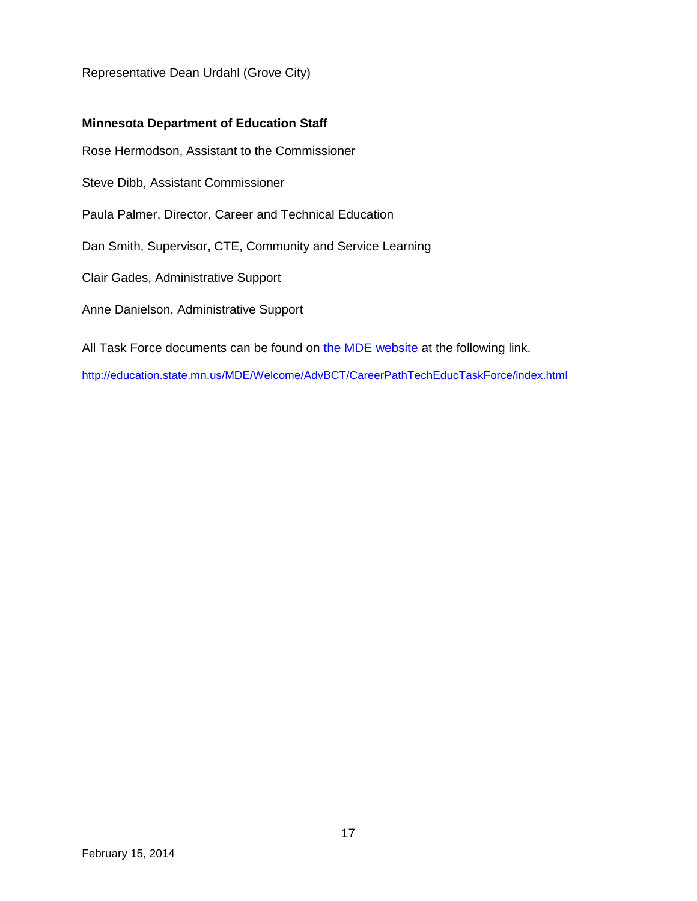Representative Dean Urdahl (Grove City)

**Minnesota Department of Education Staff**

Rose Hermodson, Assistant to the Commissioner

Steve Dibb, Assistant Commissioner

Paula Palmer, Director, Career and Technical Education

Dan Smith, Supervisor, CTE, Community and Service Learning

Clair Gades, Administrative Support

Anne Danielson, Administrative Support

All Task Force documents can be found on [the MDE website](http://education.state.mn.us/MDE/Welcome/AdvBCT/CareerPathTechEducTaskForce/index.html) at the following link.

http://education.state.mn.us/MDE/Welcome/AdvBCT/CareerPathTechEducTaskForce/index.html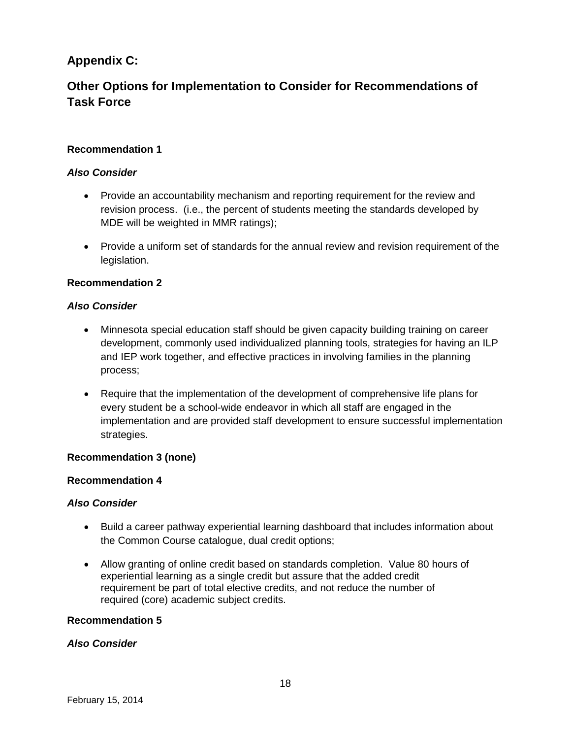## Appendix C:

## Other Options for Implementation to Consider for Recommendations of Task Force

**Recommendation 1**

***Also Consider***

- Provide an accountability mechanism and reporting requirement for the review and revision process. (i.e., the percent of students meeting the standards developed by MDE will be weighted in MMR ratings);
- Provide a uniform set of standards for the annual review and revision requirement of the legislation.

**Recommendation 2**

***Also Consider***

- Minnesota special education staff should be given capacity building training on career development, commonly used individualized planning tools, strategies for having an ILP and IEP work together, and effective practices in involving families in the planning process;
- Require that the implementation of the development of comprehensive life plans for every student be a school-wide endeavor in which all staff are engaged in the implementation and are provided staff development to ensure successful implementation strategies.

**Recommendation 3 (none)**

**Recommendation 4**

***Also Consider***

- Build a career pathway experiential learning dashboard that includes information about the Common Course catalogue, dual credit options;
- Allow granting of online credit based on standards completion. Value 80 hours of experiential learning as a single credit but assure that the added credit requirement be part of total elective credits, and not reduce the number of required (core) academic subject credits.

**Recommendation 5**

***Also Consider***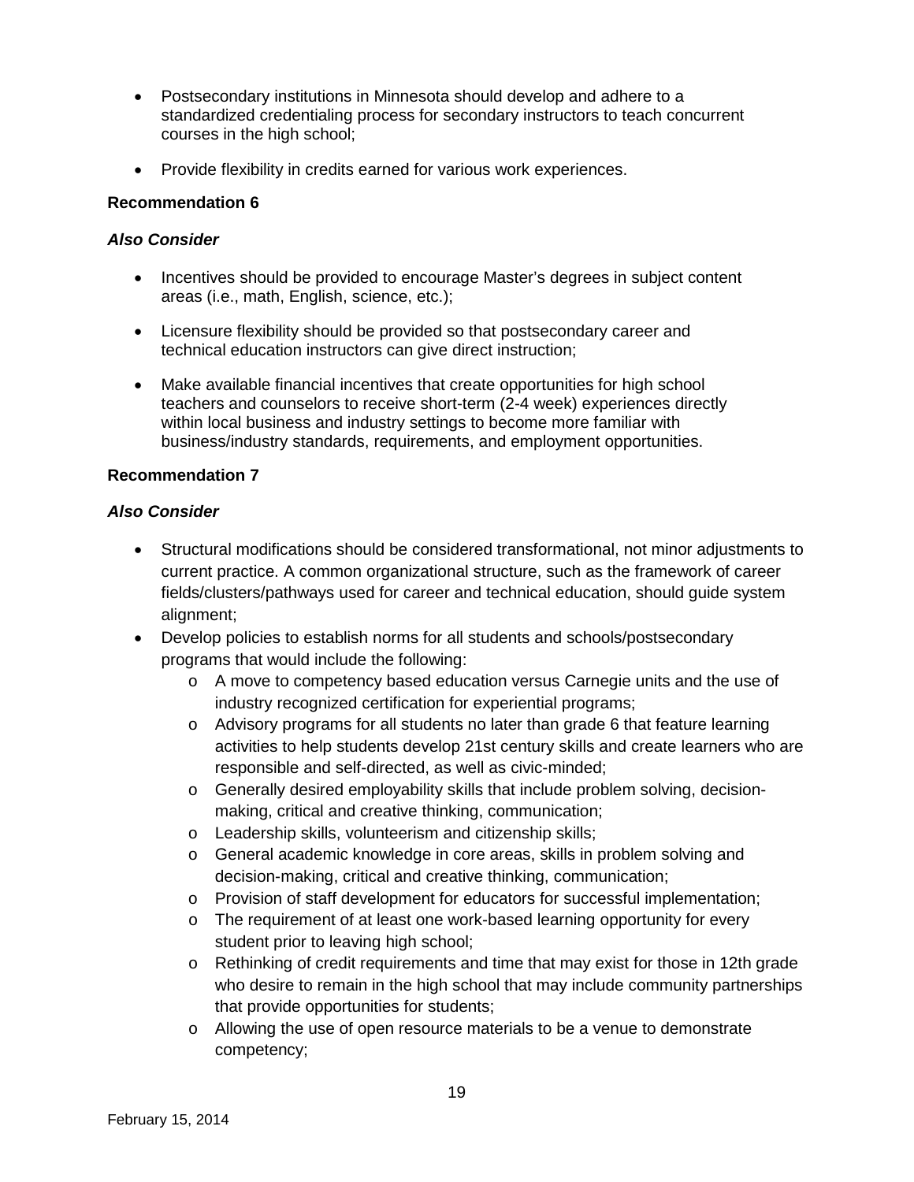- Postsecondary institutions in Minnesota should develop and adhere to a standardized credentialing process for secondary instructors to teach concurrent courses in the high school;

- Provide flexibility in credits earned for various work experiences.

**Recommendation 6**

***Also Consider***

- Incentives should be provided to encourage Master's degrees in subject content areas (i.e., math, English, science, etc.);

- Licensure flexibility should be provided so that postsecondary career and technical education instructors can give direct instruction;

- Make available financial incentives that create opportunities for high school teachers and counselors to receive short-term (2-4 week) experiences directly within local business and industry settings to become more familiar with business/industry standards, requirements, and employment opportunities.

**Recommendation 7**

***Also Consider***

- Structural modifications should be considered transformational, not minor adjustments to current practice. A common organizational structure, such as the framework of career fields/clusters/pathways used for career and technical education, should guide system alignment;
- Develop policies to establish norms for all students and schools/postsecondary programs that would include the following:
  - A move to competency based education versus Carnegie units and the use of industry recognized certification for experiential programs;
  - Advisory programs for all students no later than grade 6 that feature learning activities to help students develop 21st century skills and create learners who are responsible and self-directed, as well as civic-minded;
  - Generally desired employability skills that include problem solving, decision-making, critical and creative thinking, communication;
  - Leadership skills, volunteerism and citizenship skills;
  - General academic knowledge in core areas, skills in problem solving and decision-making, critical and creative thinking, communication;
  - Provision of staff development for educators for successful implementation;
  - The requirement of at least one work-based learning opportunity for every student prior to leaving high school;
  - Rethinking of credit requirements and time that may exist for those in 12th grade who desire to remain in the high school that may include community partnerships that provide opportunities for students;
  - Allowing the use of open resource materials to be a venue to demonstrate competency;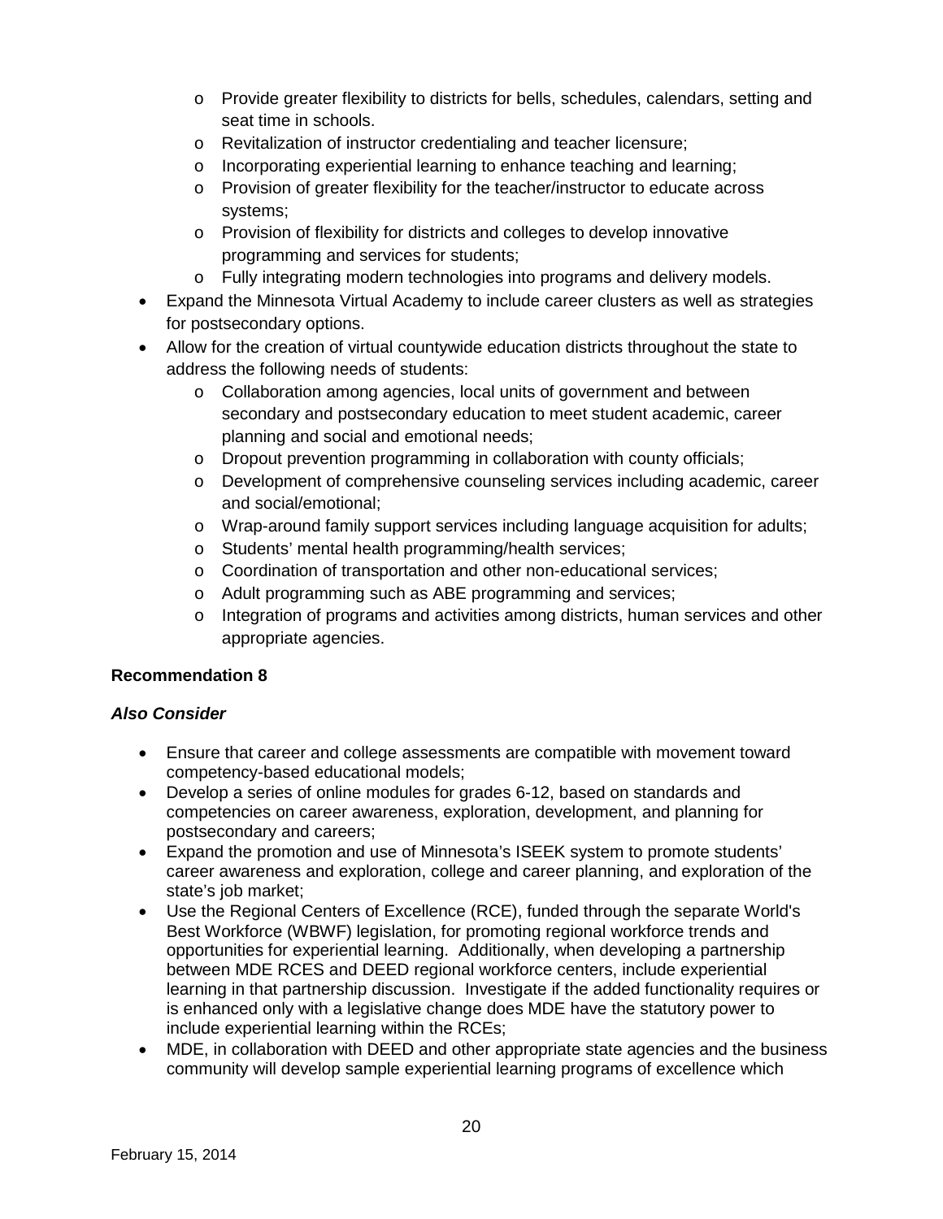- Provide greater flexibility to districts for bells, schedules, calendars, setting and seat time in schools.
  - Revitalization of instructor credentialing and teacher licensure;
  - Incorporating experiential learning to enhance teaching and learning;
  - Provision of greater flexibility for the teacher/instructor to educate across systems;
  - Provision of flexibility for districts and colleges to develop innovative programming and services for students;
  - Fully integrating modern technologies into programs and delivery models.
- Expand the Minnesota Virtual Academy to include career clusters as well as strategies for postsecondary options.
- Allow for the creation of virtual countywide education districts throughout the state to address the following needs of students:
  - Collaboration among agencies, local units of government and between secondary and postsecondary education to meet student academic, career planning and social and emotional needs;
  - Dropout prevention programming in collaboration with county officials;
  - Development of comprehensive counseling services including academic, career and social/emotional;
  - Wrap-around family support services including language acquisition for adults;
  - Students' mental health programming/health services;
  - Coordination of transportation and other non-educational services;
  - Adult programming such as ABE programming and services;
  - Integration of programs and activities among districts, human services and other appropriate agencies.

**Recommendation 8**

***Also Consider***

- Ensure that career and college assessments are compatible with movement toward competency-based educational models;
- Develop a series of online modules for grades 6-12, based on standards and competencies on career awareness, exploration, development, and planning for postsecondary and careers;
- Expand the promotion and use of Minnesota's ISEEK system to promote students' career awareness and exploration, college and career planning, and exploration of the state's job market;
- Use the Regional Centers of Excellence (RCE), funded through the separate World's Best Workforce (WBWF) legislation, for promoting regional workforce trends and opportunities for experiential learning. Additionally, when developing a partnership between MDE RCES and DEED regional workforce centers, include experiential learning in that partnership discussion. Investigate if the added functionality requires or is enhanced only with a legislative change does MDE have the statutory power to include experiential learning within the RCEs;
- MDE, in collaboration with DEED and other appropriate state agencies and the business community will develop sample experiential learning programs of excellence which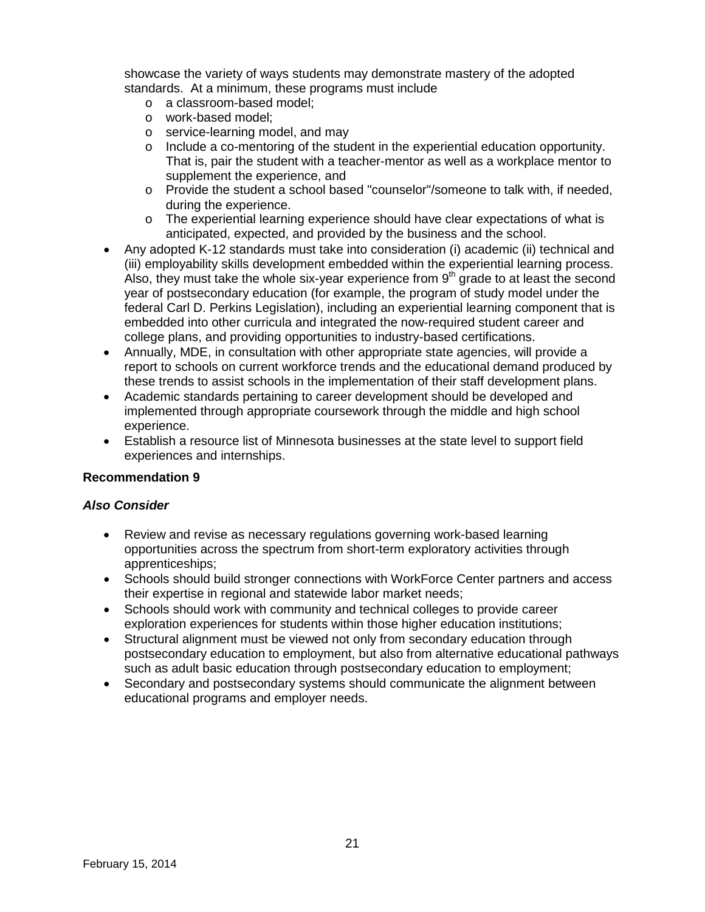showcase the variety of ways students may demonstrate mastery of the adopted standards. At a minimum, these programs must include

  - a classroom-based model;
  - work-based model;
  - service-learning model, and may
  - Include a co-mentoring of the student in the experiential education opportunity. That is, pair the student with a teacher-mentor as well as a workplace mentor to supplement the experience, and
  - Provide the student a school based "counselor"/someone to talk with, if needed, during the experience.
  - The experiential learning experience should have clear expectations of what is anticipated, expected, and provided by the business and the school.

- Any adopted K-12 standards must take into consideration (i) academic (ii) technical and (iii) employability skills development embedded within the experiential learning process. Also, they must take the whole six-year experience from 9th grade to at least the second year of postsecondary education (for example, the program of study model under the federal Carl D. Perkins Legislation), including an experiential learning component that is embedded into other curricula and integrated the now-required student career and college plans, and providing opportunities to industry-based certifications.
- Annually, MDE, in consultation with other appropriate state agencies, will provide a report to schools on current workforce trends and the educational demand produced by these trends to assist schools in the implementation of their staff development plans.
- Academic standards pertaining to career development should be developed and implemented through appropriate coursework through the middle and high school experience.
- Establish a resource list of Minnesota businesses at the state level to support field experiences and internships.

**Recommendation 9**

***Also Consider***

- Review and revise as necessary regulations governing work-based learning opportunities across the spectrum from short-term exploratory activities through apprenticeships;
- Schools should build stronger connections with WorkForce Center partners and access their expertise in regional and statewide labor market needs;
- Schools should work with community and technical colleges to provide career exploration experiences for students within those higher education institutions;
- Structural alignment must be viewed not only from secondary education through postsecondary education to employment, but also from alternative educational pathways such as adult basic education through postsecondary education to employment;
- Secondary and postsecondary systems should communicate the alignment between educational programs and employer needs.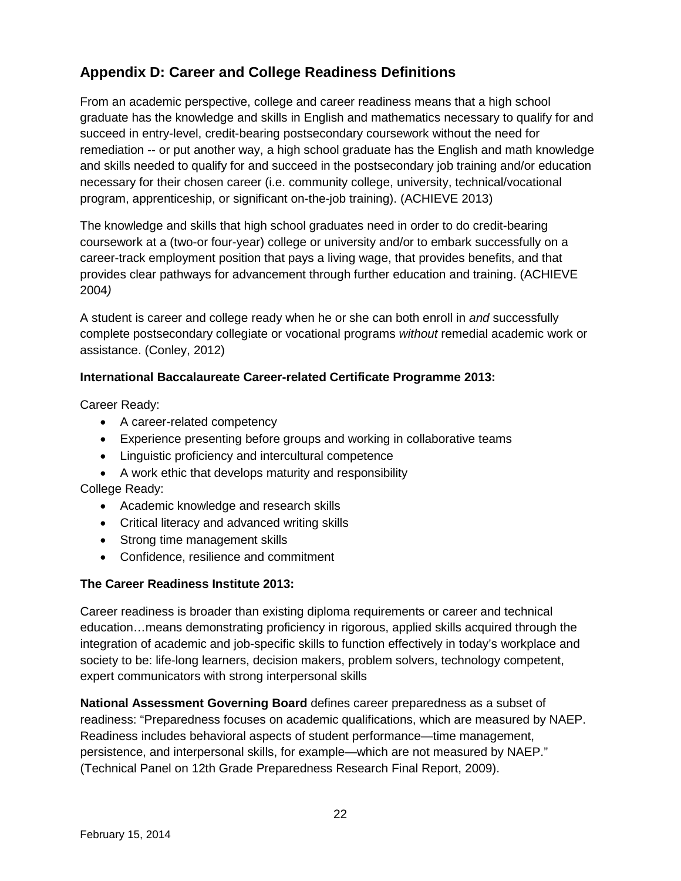## Appendix D: Career and College Readiness Definitions

From an academic perspective, college and career readiness means that a high school graduate has the knowledge and skills in English and mathematics necessary to qualify for and succeed in entry-level, credit-bearing postsecondary coursework without the need for remediation -- or put another way, a high school graduate has the English and math knowledge and skills needed to qualify for and succeed in the postsecondary job training and/or education necessary for their chosen career (i.e. community college, university, technical/vocational program, apprenticeship, or significant on-the-job training). (ACHIEVE 2013)

The knowledge and skills that high school graduates need in order to do credit-bearing coursework at a (two-or four-year) college or university and/or to embark successfully on a career-track employment position that pays a living wage, that provides benefits, and that provides clear pathways for advancement through further education and training. (ACHIEVE 2004*)*

A student is career and college ready when he or she can both enroll in *and* successfully complete postsecondary collegiate or vocational programs *without* remedial academic work or assistance. (Conley, 2012)

**International Baccalaureate Career-related Certificate Programme 2013:**

Career Ready:

- A career-related competency
- Experience presenting before groups and working in collaborative teams
- Linguistic proficiency and intercultural competence
- A work ethic that develops maturity and responsibility

College Ready:

- Academic knowledge and research skills
- Critical literacy and advanced writing skills
- Strong time management skills
- Confidence, resilience and commitment

**The Career Readiness Institute 2013:**

Career readiness is broader than existing diploma requirements or career and technical education…means demonstrating proficiency in rigorous, applied skills acquired through the integration of academic and job-specific skills to function effectively in today's workplace and society to be: life-long learners, decision makers, problem solvers, technology competent, expert communicators with strong interpersonal skills

**National Assessment Governing Board** defines career preparedness as a subset of readiness: "Preparedness focuses on academic qualifications, which are measured by NAEP. Readiness includes behavioral aspects of student performance—time management, persistence, and interpersonal skills, for example—which are not measured by NAEP." (Technical Panel on 12th Grade Preparedness Research Final Report, 2009).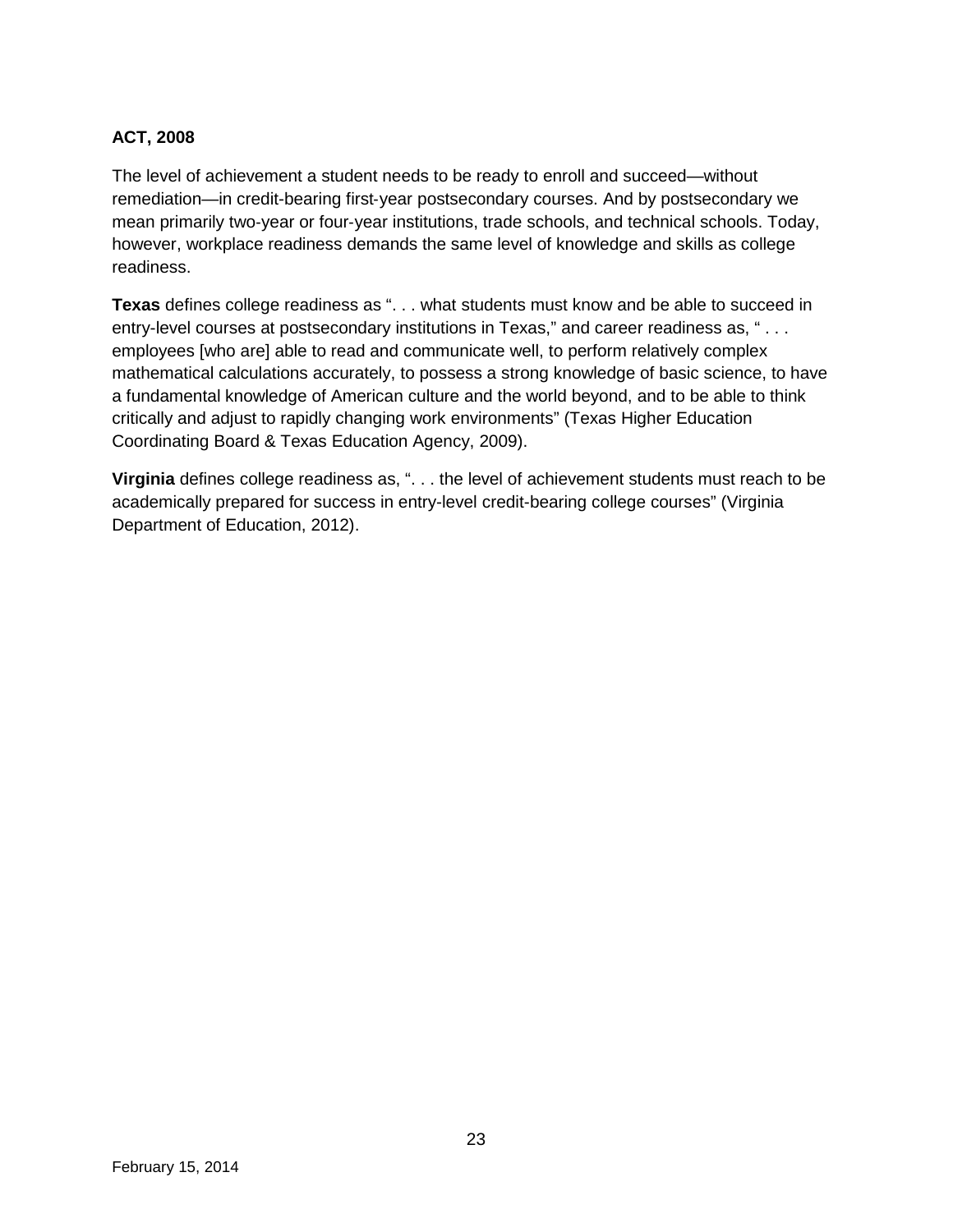**ACT, 2008**

The level of achievement a student needs to be ready to enroll and succeed—without remediation—in credit-bearing first-year postsecondary courses. And by postsecondary we mean primarily two-year or four-year institutions, trade schools, and technical schools. Today, however, workplace readiness demands the same level of knowledge and skills as college readiness.

**Texas** defines college readiness as ". . . what students must know and be able to succeed in entry-level courses at postsecondary institutions in Texas," and career readiness as, " . . . employees [who are] able to read and communicate well, to perform relatively complex mathematical calculations accurately, to possess a strong knowledge of basic science, to have a fundamental knowledge of American culture and the world beyond, and to be able to think critically and adjust to rapidly changing work environments" (Texas Higher Education Coordinating Board & Texas Education Agency, 2009).

**Virginia** defines college readiness as, ". . . the level of achievement students must reach to be academically prepared for success in entry-level credit-bearing college courses" (Virginia Department of Education, 2012).